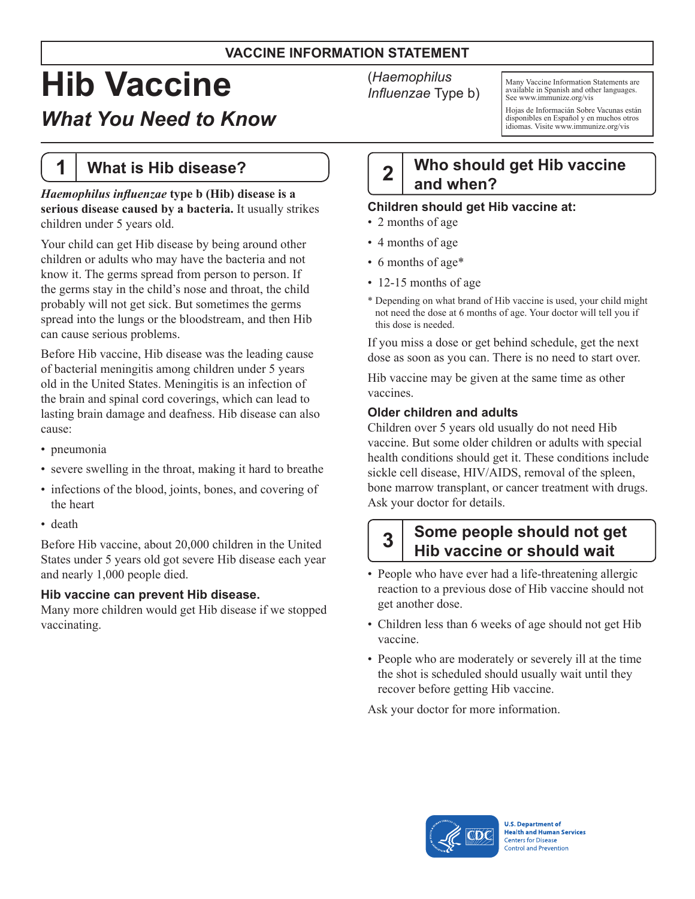**VACCINE INFORMATION STATEMENT**

# Hib Vaccine

## *What You Need to Know*

(*Haemophilus Influenzae* Type b)

Many Vaccine Information Statements are available in Spanish and other languages. See www.immunize.org/vis

Hojas de Información Sobre Vacunas están disponibles en Español y en muchos otros idiomas. Visite www.immunize.org/vis

## 1 What is Hib disease?

***Haemophilus influenzae* type b (Hib) disease is a serious disease caused by a bacteria.** It usually strikes children under 5 years old.

Your child can get Hib disease by being around other children or adults who may have the bacteria and not know it. The germs spread from person to person. If the germs stay in the child's nose and throat, the child probably will not get sick. But sometimes the germs spread into the lungs or the bloodstream, and then Hib can cause serious problems.

Before Hib vaccine, Hib disease was the leading cause of bacterial meningitis among children under 5 years old in the United States. Meningitis is an infection of the brain and spinal cord coverings, which can lead to lasting brain damage and deafness. Hib disease can also cause:

- pneumonia
- severe swelling in the throat, making it hard to breathe
- infections of the blood, joints, bones, and covering of the heart
- death

Before Hib vaccine, about 20,000 children in the United States under 5 years old got severe Hib disease each year and nearly 1,000 people died.

### Hib vaccine can prevent Hib disease.

Many more children would get Hib disease if we stopped vaccinating.

## 2 Who should get Hib vaccine and when?

### Children should get Hib vaccine at:

- 2 months of age
- 4 months of age
- 6 months of age*
- 12-15 months of age

\* Depending on what brand of Hib vaccine is used, your child might not need the dose at 6 months of age. Your doctor will tell you if this dose is needed.

If you miss a dose or get behind schedule, get the next dose as soon as you can. There is no need to start over.

Hib vaccine may be given at the same time as other vaccines.

### Older children and adults

Children over 5 years old usually do not need Hib vaccine. But some older children or adults with special health conditions should get it. These conditions include sickle cell disease, HIV/AIDS, removal of the spleen, bone marrow transplant, or cancer treatment with drugs. Ask your doctor for details.

## 3 Some people should not get Hib vaccine or should wait

- People who have ever had a life-threatening allergic reaction to a previous dose of Hib vaccine should not get another dose.
- Children less than 6 weeks of age should not get Hib vaccine.
- People who are moderately or severely ill at the time the shot is scheduled should usually wait until they recover before getting Hib vaccine.

Ask your doctor for more information.

U.S. Department of Health and Human Services
Centers for Disease Control and Prevention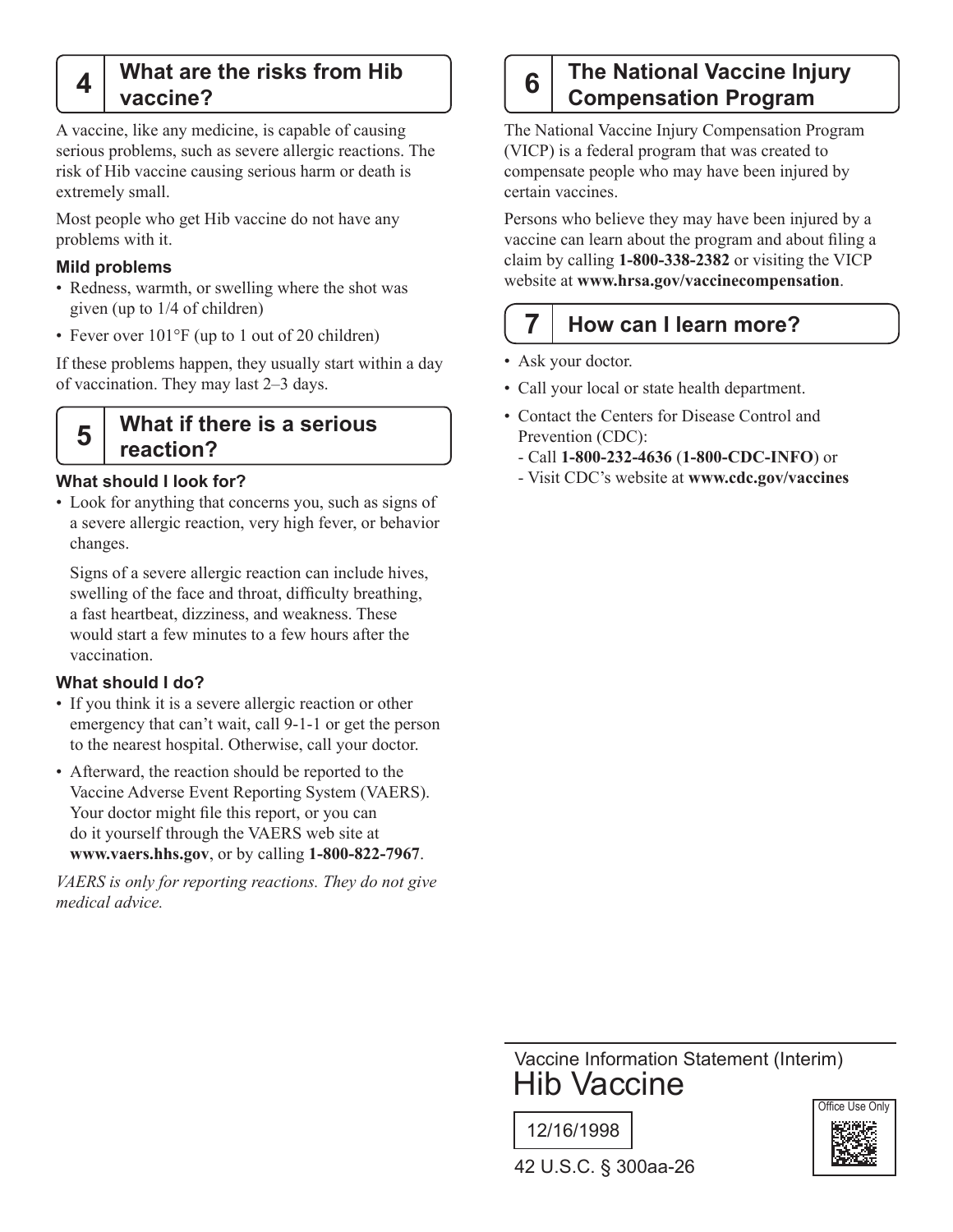## 4 What are the risks from Hib vaccine?

A vaccine, like any medicine, is capable of causing serious problems, such as severe allergic reactions. The risk of Hib vaccine causing serious harm or death is extremely small.

Most people who get Hib vaccine do not have any problems with it.

#### Mild problems

- Redness, warmth, or swelling where the shot was given (up to 1/4 of children)
- Fever over 101°F (up to 1 out of 20 children)

If these problems happen, they usually start within a day of vaccination. They may last 2–3 days.

## 5 What if there is a serious reaction?

#### What should I look for?

- Look for anything that concerns you, such as signs of a severe allergic reaction, very high fever, or behavior changes.

  Signs of a severe allergic reaction can include hives, swelling of the face and throat, difficulty breathing, a fast heartbeat, dizziness, and weakness. These would start a few minutes to a few hours after the vaccination.

#### What should I do?

- If you think it is a severe allergic reaction or other emergency that can't wait, call 9-1-1 or get the person to the nearest hospital. Otherwise, call your doctor.
- Afterward, the reaction should be reported to the Vaccine Adverse Event Reporting System (VAERS). Your doctor might file this report, or you can do it yourself through the VAERS web site at **www.vaers.hhs.gov**, or by calling **1-800-822-7967**.

*VAERS is only for reporting reactions. They do not give medical advice.*

## 6 The National Vaccine Injury Compensation Program

The National Vaccine Injury Compensation Program (VICP) is a federal program that was created to compensate people who may have been injured by certain vaccines.

Persons who believe they may have been injured by a vaccine can learn about the program and about filing a claim by calling **1-800-338-2382** or visiting the VICP website at **www.hrsa.gov/vaccinecompensation**.

## 7 How can I learn more?

- Ask your doctor.
- Call your local or state health department.
- Contact the Centers for Disease Control and Prevention (CDC):
  - Call **1-800-232-4636** (**1-800-CDC-INFO**) or
  - Visit CDC's website at **www.cdc.gov/vaccines**

Vaccine Information Statement (Interim)

# Hib Vaccine

12/16/1998

42 U.S.C. § 300aa-26

Office Use Only